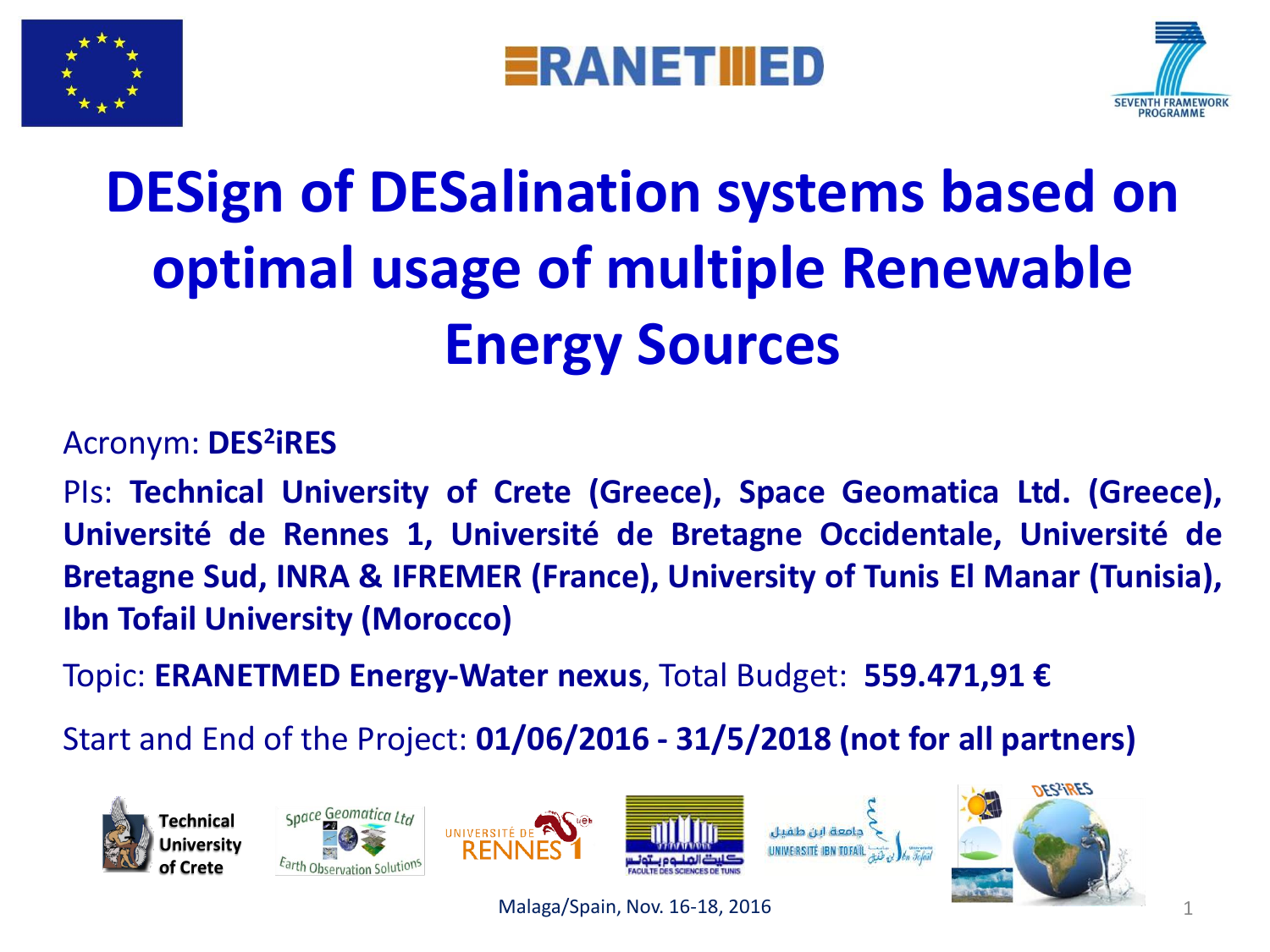# DESign of DESalination systems based on optimal usage of multiple Renewable Energy Sources

Acronym: **DES$^2$iRES**

PIs: **Technical University of Crete (Greece), Space Geomatica Ltd. (Greece), Université de Rennes 1, Université de Bretagne Occidentale, Université de Bretagne Sud, INRA & IFREMER (France), University of Tunis El Manar (Tunisia), Ibn Tofail University (Morocco)**

Topic: **ERANETMED Energy-Water nexus**, Total Budget: **559.471,91 €**

Start and End of the Project: **01/06/2016 - 31/5/2018 (not for all partners)**

Malaga/Spain, Nov. 16-18, 2016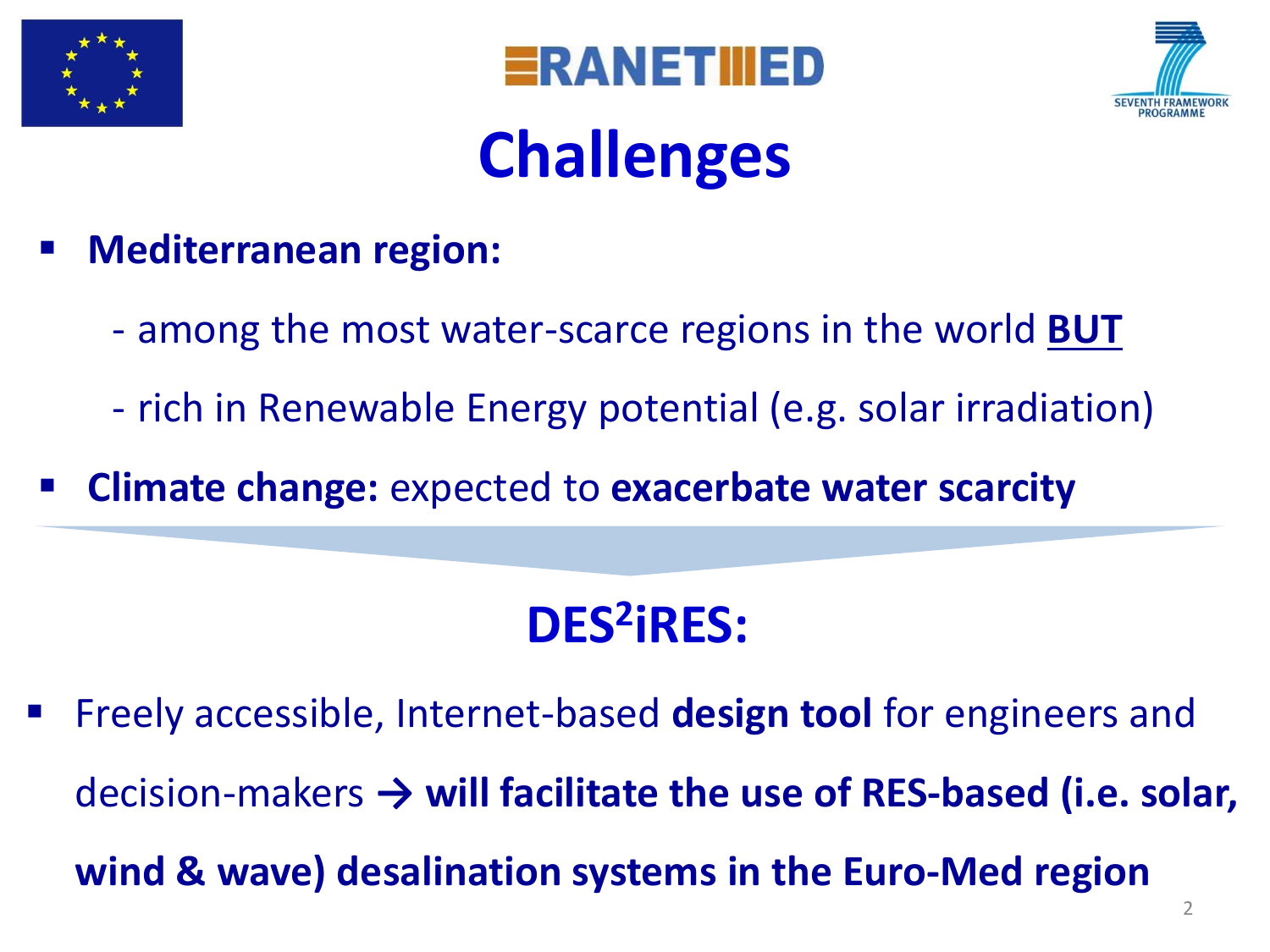# Challenges

- **Mediterranean region:**
  - among the most water-scarce regions in the world **BUT**
  - rich in Renewable Energy potential (e.g. solar irradiation)
- **Climate change:** expected to **exacerbate water scarcity**

## DES$^2$iRES:

- Freely accessible, Internet-based **design tool** for engineers and decision-makers → **will facilitate the use of RES-based (i.e. solar, wind & wave) desalination systems in the Euro-Med region**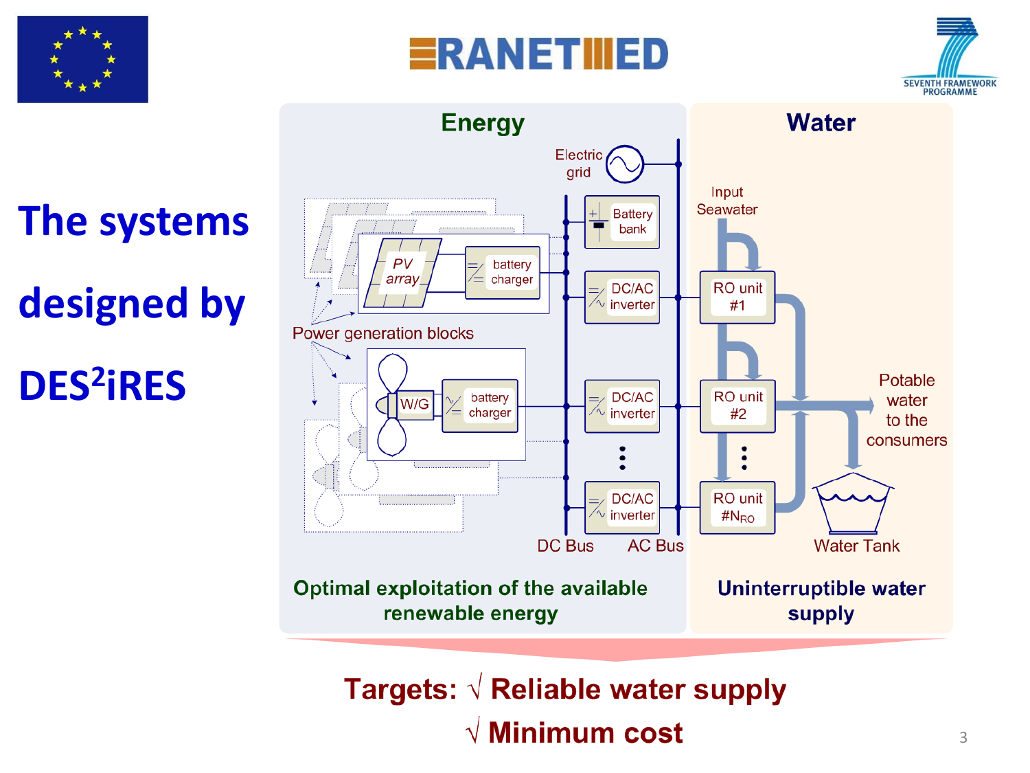# The systems designed by DES$^2$iRES

## Energy

Electric grid

Battery bank

PV array — battery charger

Power generation blocks

W/G — battery charger

DC/AC inverter

DC/AC inverter

DC/AC inverter

DC Bus

AC Bus

**Optimal exploitation of the available renewable energy**

## Water

Input Seawater

RO unit #1

RO unit #2

RO unit $\#N_{RO}$

Potable water to the consumers

Water Tank

**Uninterruptible water supply**

**Targets: √ Reliable water supply**

**√ Minimum cost**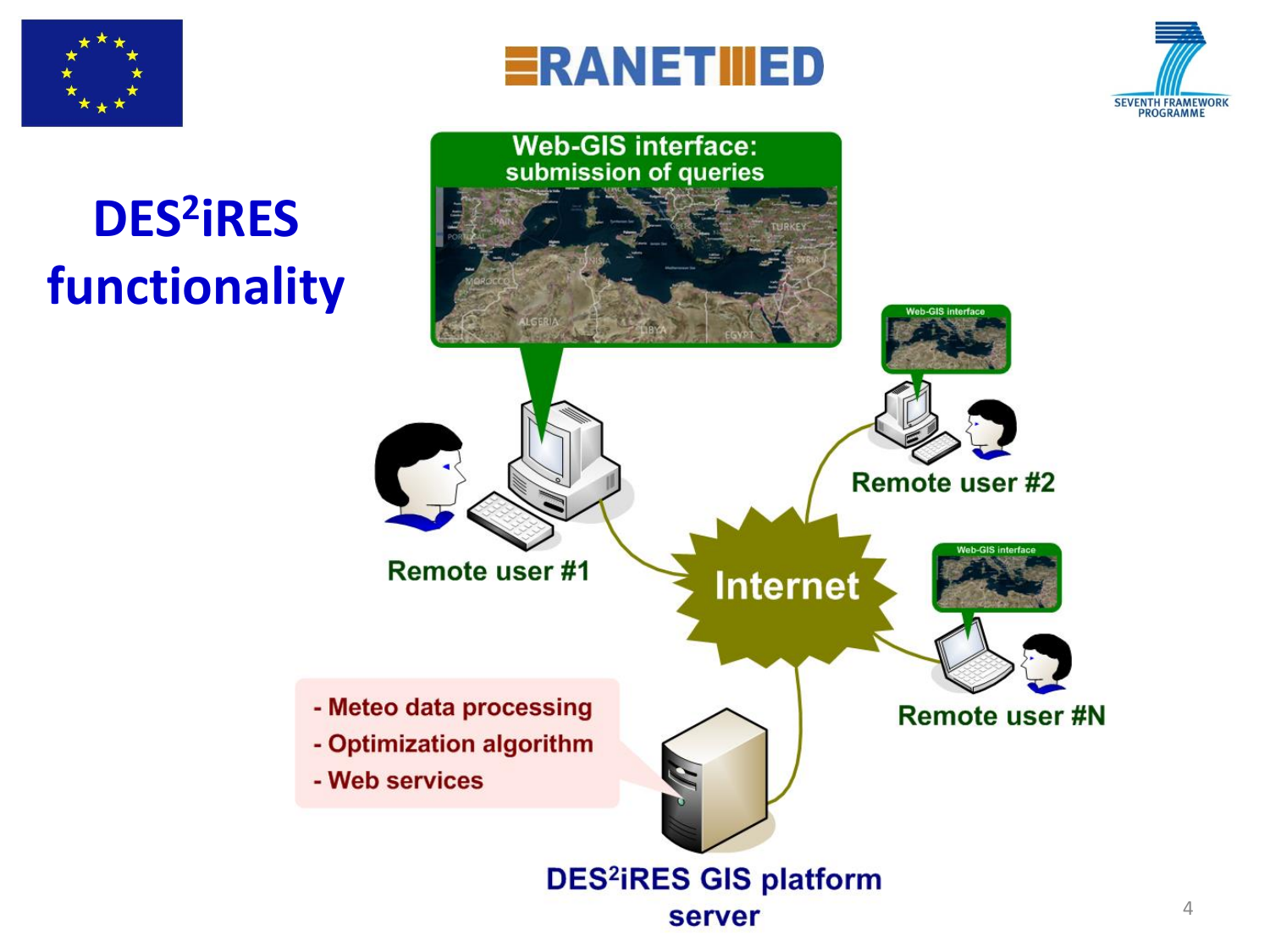# DES$^2$iRES functionality

Web-GIS interface: submission of queries

Remote user #1

Remote user #2

Remote user #N

Internet

- Meteo data processing
- Optimization algorithm
- Web services

DES$^2$iRES GIS platform server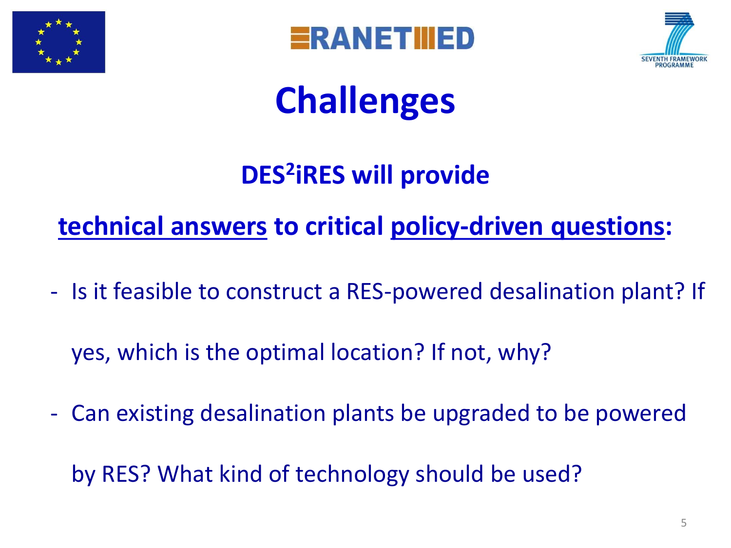# Challenges

**DES$^2$iRES will provide**

**technical answers to critical policy-driven questions:**

- Is it feasible to construct a RES-powered desalination plant? If yes, which is the optimal location? If not, why?
- Can existing desalination plants be upgraded to be powered by RES? What kind of technology should be used?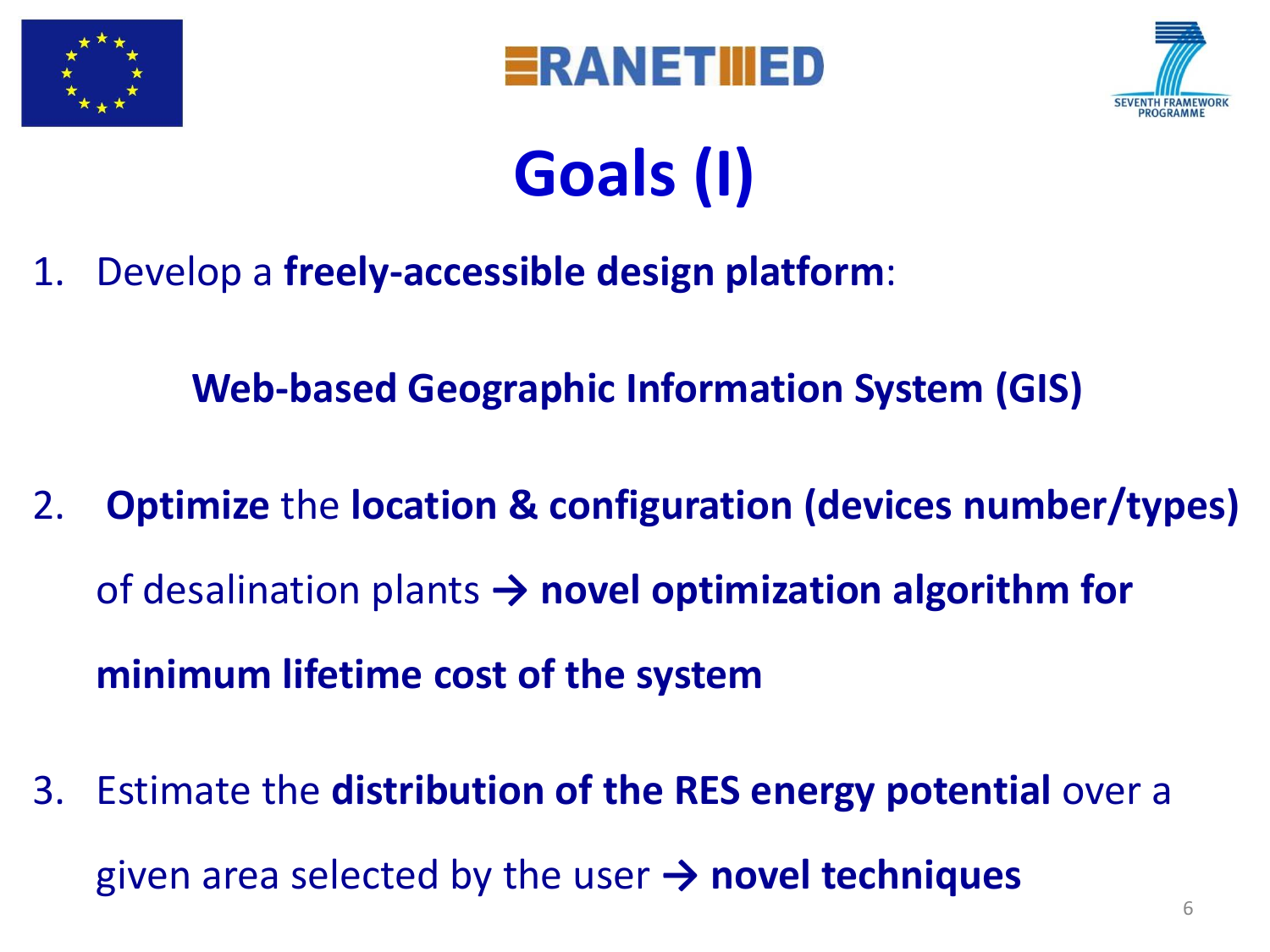# Goals (I)

1. Develop a **freely-accessible design platform**:

   **Web-based Geographic Information System (GIS)**

2. **Optimize** the **location & configuration (devices number/types)** of desalination plants **→ novel optimization algorithm for minimum lifetime cost of the system**

3. Estimate the **distribution of the RES energy potential** over a given area selected by the user **→ novel techniques**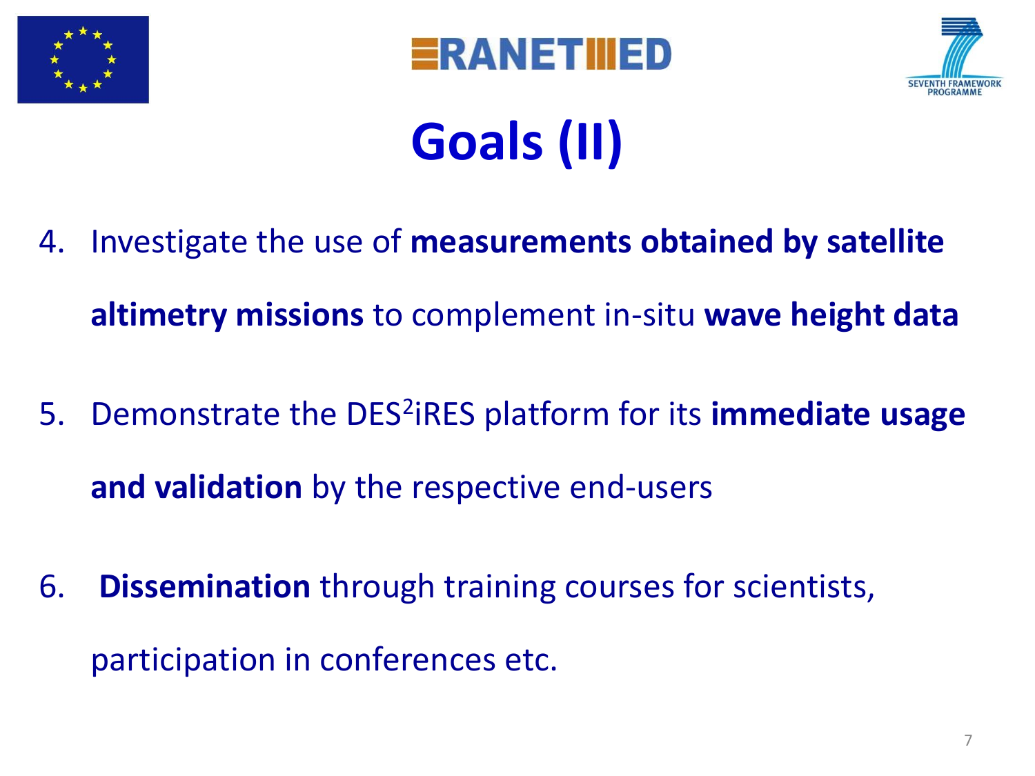# Goals (II)

4. Investigate the use of **measurements obtained by satellite altimetry missions** to complement in-situ **wave height data**

5. Demonstrate the DES$^2$iRES platform for its **immediate usage and validation** by the respective end-users

6. **Dissemination** through training courses for scientists, participation in conferences etc.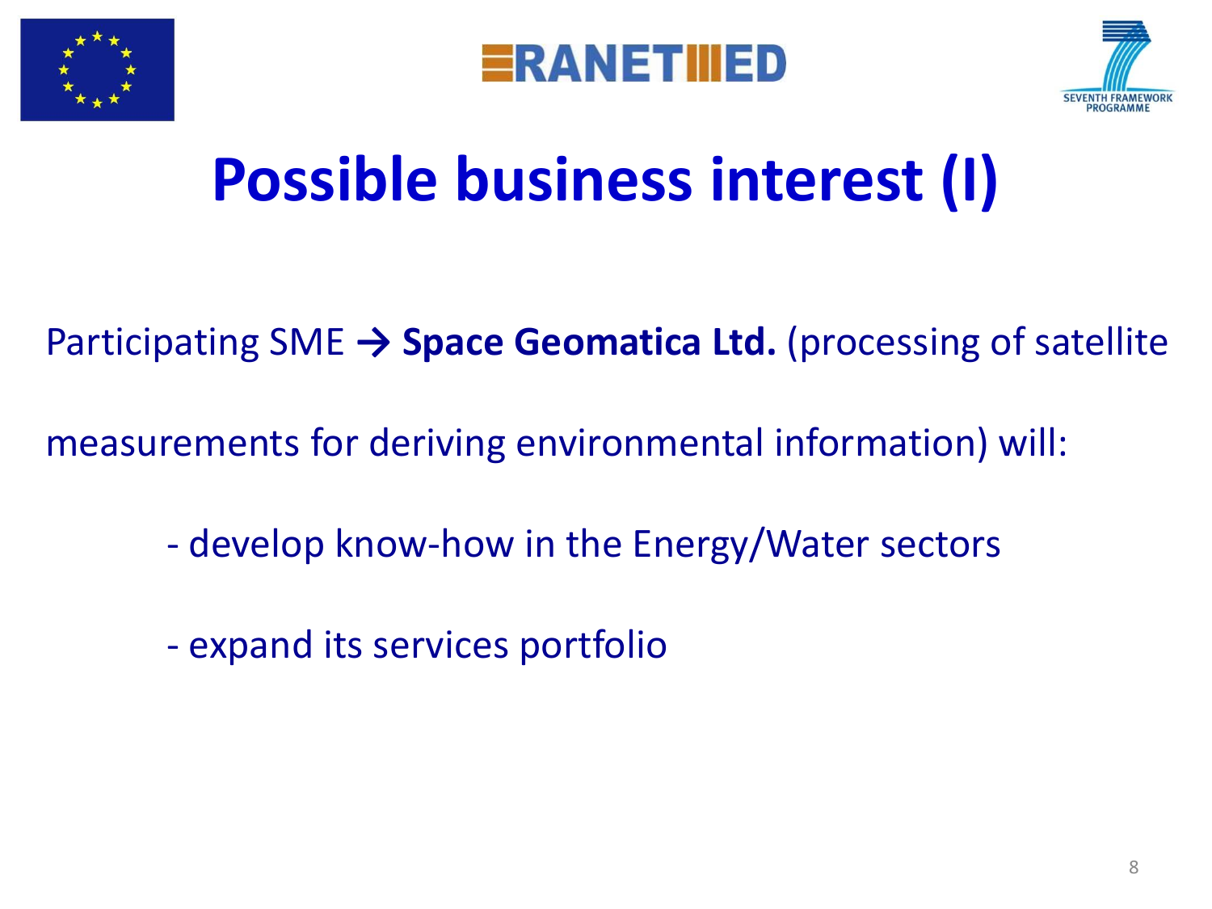# Possible business interest (I)

Participating SME → **Space Geomatica Ltd.** (processing of satellite measurements for deriving environmental information) will:

- develop know-how in the Energy/Water sectors
- expand its services portfolio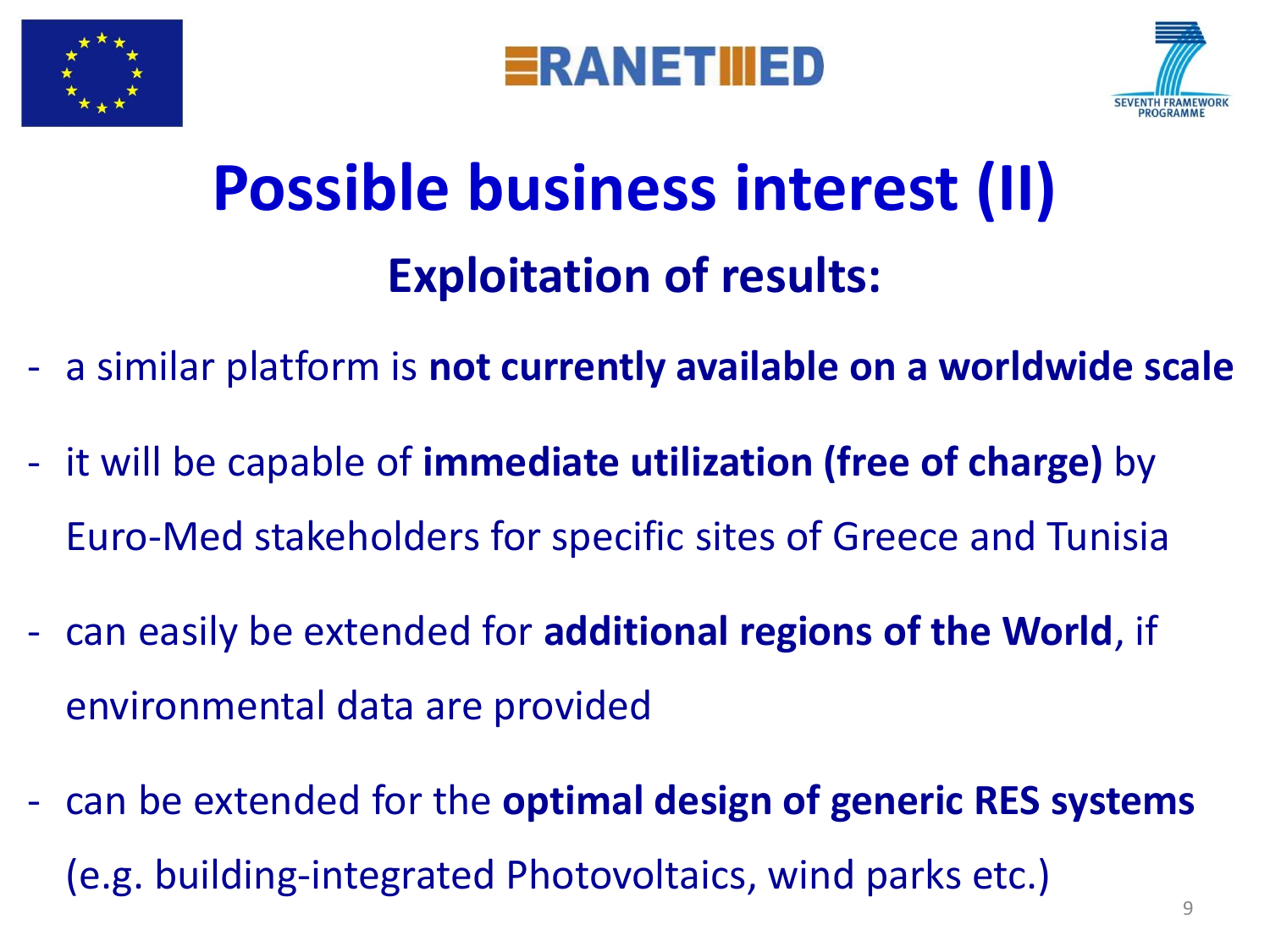# Possible business interest (II)

## Exploitation of results:

- a similar platform is **not currently available on a worldwide scale**
- it will be capable of **immediate utilization (free of charge)** by Euro-Med stakeholders for specific sites of Greece and Tunisia
- can easily be extended for **additional regions of the World**, if environmental data are provided
- can be extended for the **optimal design of generic RES systems** (e.g. building-integrated Photovoltaics, wind parks etc.)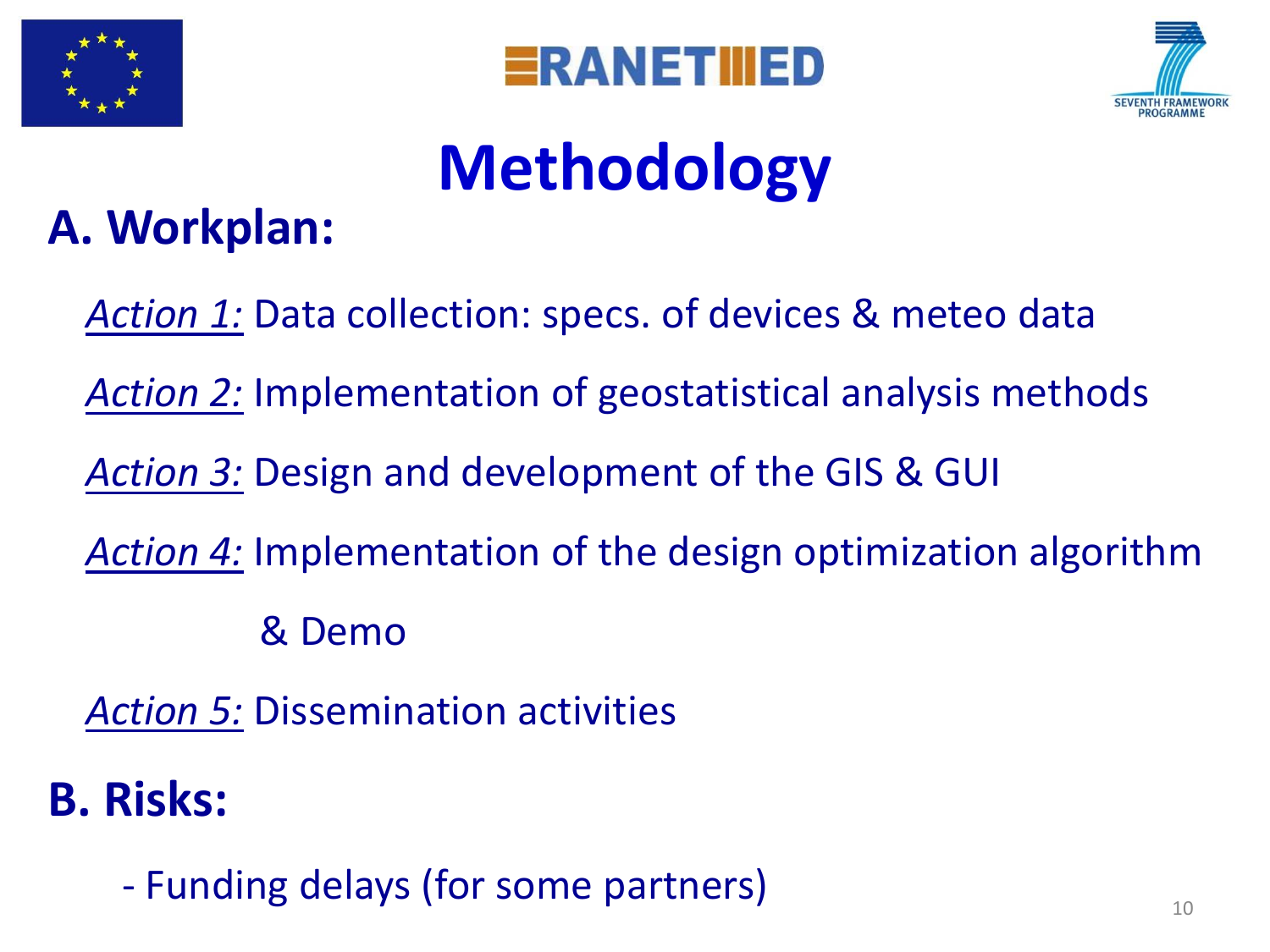# Methodology

## A. Workplan:

*Action 1:* Data collection: specs. of devices & meteo data

*Action 2:* Implementation of geostatistical analysis methods

*Action 3:* Design and development of the GIS & GUI

*Action 4:* Implementation of the design optimization algorithm & Demo

*Action 5:* Dissemination activities

## B. Risks:

- Funding delays (for some partners)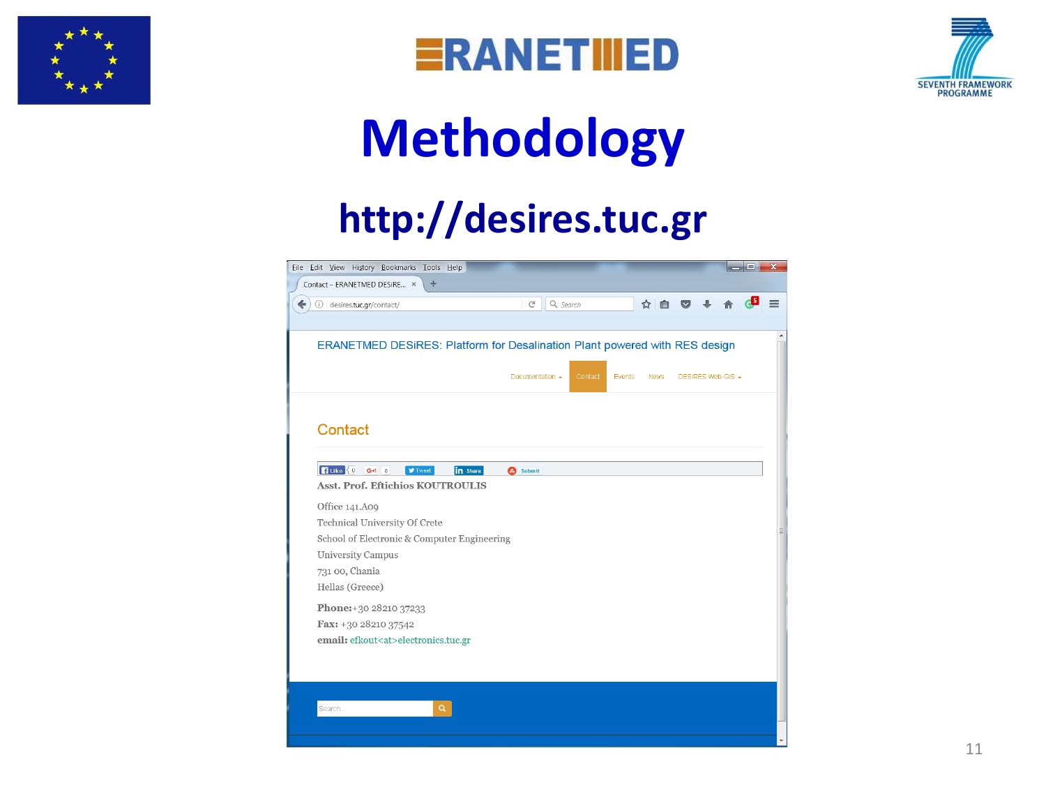# Methodology

## http://desires.tuc.gr

ERANETMED DESiRES: Platform for Desalination Plant powered with RES design

Documentation · Contact · Events · News · DESIRES Web-GIS

### Contact

**Asst. Prof. Eftichios KOUTROULIS**

Office 141.A09
Technical University Of Crete
School of Electronic & Computer Engineering
University Campus
731 00, Chania
Hellas (Greece)

**Phone:**+30 28210 37233
**Fax:** +30 28210 37542
**email:** efkout<at>electronics.tuc.gr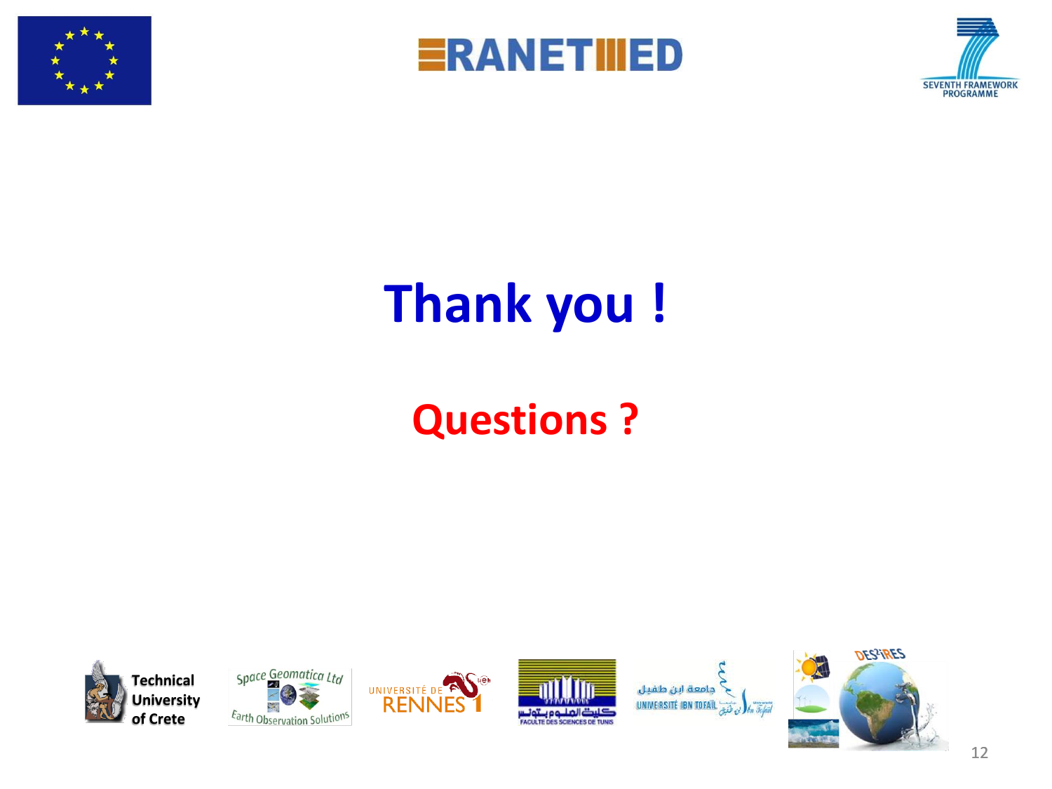# Thank you !

## Questions ?